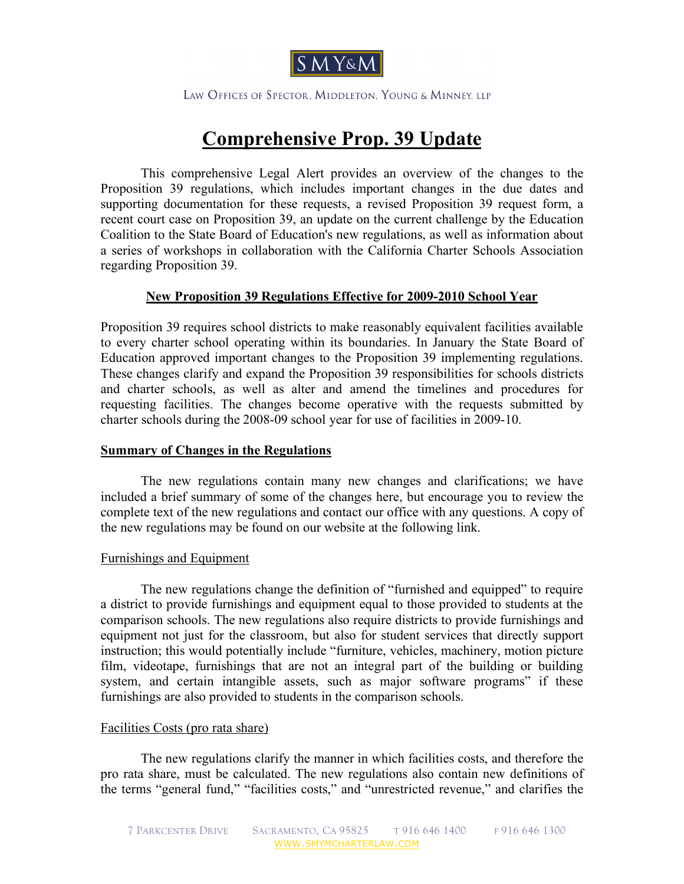# Comprehensive Prop. 39 Update

This comprehensive Legal Alert provides an overview of the changes to the Proposition 39 regulations, which includes important changes in the due dates and supporting documentation for these requests, a revised Proposition 39 request form, a recent court case on Proposition 39, an update on the current challenge by the Education Coalition to the State Board of Education's new regulations, as well as information about a series of workshops in collaboration with the California Charter Schools Association regarding Proposition 39.

## New Proposition 39 Regulations Effective for 2009-2010 School Year

Proposition 39 requires school districts to make reasonably equivalent facilities available to every charter school operating within its boundaries. In January the State Board of Education approved important changes to the Proposition 39 implementing regulations. These changes clarify and expand the Proposition 39 responsibilities for schools districts and charter schools, as well as alter and amend the timelines and procedures for requesting facilities. The changes become operative with the requests submitted by charter schools during the 2008-09 school year for use of facilities in 2009-10.

### Summary of Changes in the Regulations

The new regulations contain many new changes and clarifications; we have included a brief summary of some of the changes here, but encourage you to review the complete text of the new regulations and contact our office with any questions. A copy of the new regulations may be found on our website at the following link.

#### Furnishings and Equipment

The new regulations change the definition of "furnished and equipped" to require a district to provide furnishings and equipment equal to those provided to students at the comparison schools. The new regulations also require districts to provide furnishings and equipment not just for the classroom, but also for student services that directly support instruction; this would potentially include "furniture, vehicles, machinery, motion picture film, videotape, furnishings that are not an integral part of the building or building system, and certain intangible assets, such as major software programs" if these furnishings are also provided to students in the comparison schools.

#### Facilities Costs (pro rata share)

The new regulations clarify the manner in which facilities costs, and therefore the pro rata share, must be calculated. The new regulations also contain new definitions of the terms "general fund," "facilities costs," and "unrestricted revenue," and clarifies the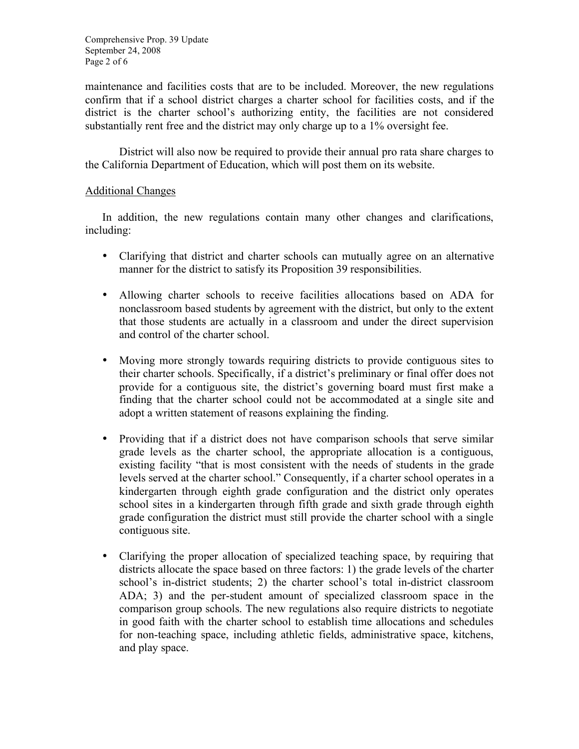maintenance and facilities costs that are to be included. Moreover, the new regulations confirm that if a school district charges a charter school for facilities costs, and if the district is the charter school's authorizing entity, the facilities are not considered substantially rent free and the district may only charge up to a 1% oversight fee.

District will also now be required to provide their annual pro rata share charges to the California Department of Education, which will post them on its website.

<u>Additional Changes</u>

In addition, the new regulations contain many other changes and clarifications, including:

- Clarifying that district and charter schools can mutually agree on an alternative manner for the district to satisfy its Proposition 39 responsibilities.
- Allowing charter schools to receive facilities allocations based on ADA for nonclassroom based students by agreement with the district, but only to the extent that those students are actually in a classroom and under the direct supervision and control of the charter school.
- Moving more strongly towards requiring districts to provide contiguous sites to their charter schools. Specifically, if a district's preliminary or final offer does not provide for a contiguous site, the district's governing board must first make a finding that the charter school could not be accommodated at a single site and adopt a written statement of reasons explaining the finding.
- Providing that if a district does not have comparison schools that serve similar grade levels as the charter school, the appropriate allocation is a contiguous, existing facility "that is most consistent with the needs of students in the grade levels served at the charter school." Consequently, if a charter school operates in a kindergarten through eighth grade configuration and the district only operates school sites in a kindergarten through fifth grade and sixth grade through eighth grade configuration the district must still provide the charter school with a single contiguous site.
- Clarifying the proper allocation of specialized teaching space, by requiring that districts allocate the space based on three factors: 1) the grade levels of the charter school's in-district students; 2) the charter school's total in-district classroom ADA; 3) and the per-student amount of specialized classroom space in the comparison group schools. The new regulations also require districts to negotiate in good faith with the charter school to establish time allocations and schedules for non-teaching space, including athletic fields, administrative space, kitchens, and play space.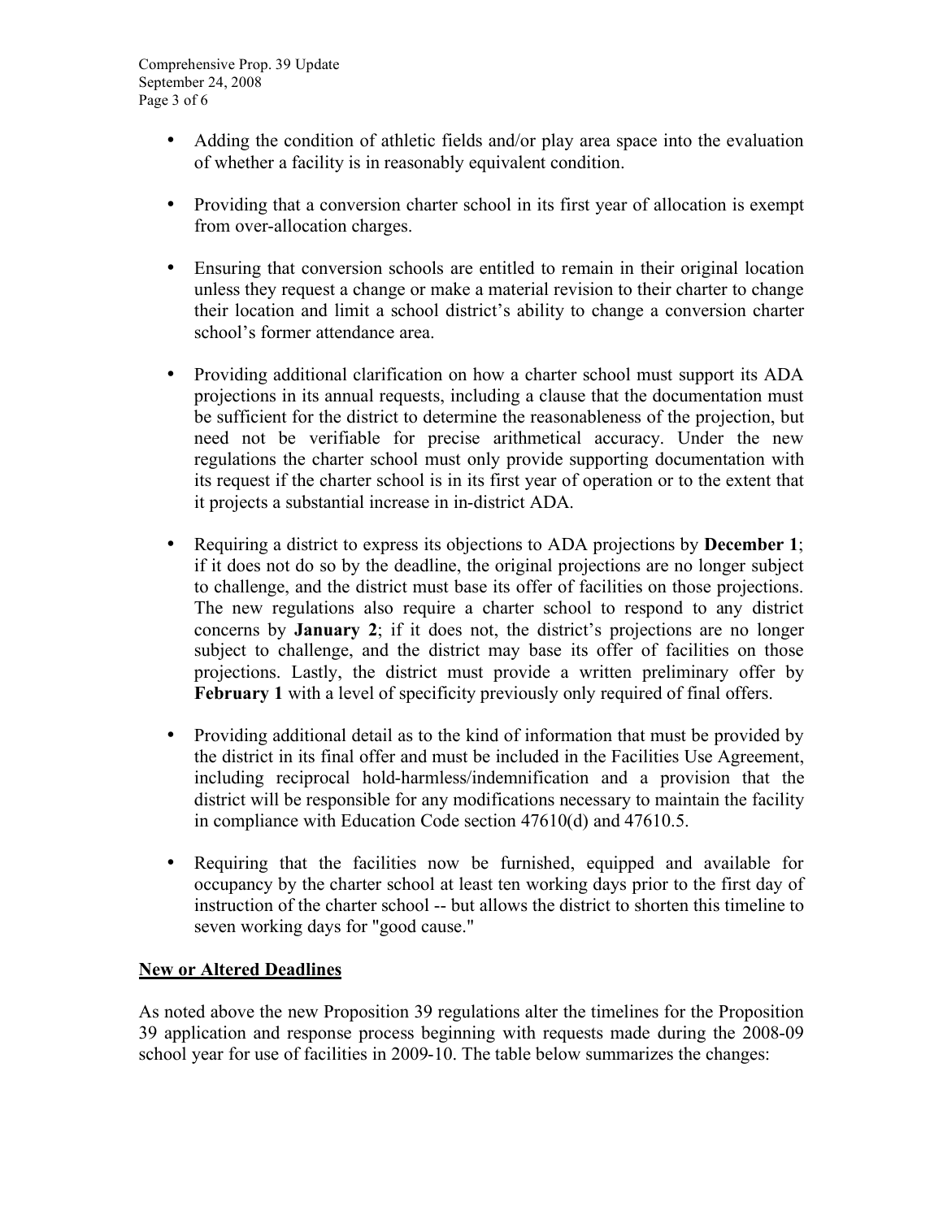- Adding the condition of athletic fields and/or play area space into the evaluation of whether a facility is in reasonably equivalent condition.

- Providing that a conversion charter school in its first year of allocation is exempt from over-allocation charges.

- Ensuring that conversion schools are entitled to remain in their original location unless they request a change or make a material revision to their charter to change their location and limit a school district's ability to change a conversion charter school's former attendance area.

- Providing additional clarification on how a charter school must support its ADA projections in its annual requests, including a clause that the documentation must be sufficient for the district to determine the reasonableness of the projection, but need not be verifiable for precise arithmetical accuracy. Under the new regulations the charter school must only provide supporting documentation with its request if the charter school is in its first year of operation or to the extent that it projects a substantial increase in in-district ADA.

- Requiring a district to express its objections to ADA projections by **December 1**; if it does not do so by the deadline, the original projections are no longer subject to challenge, and the district must base its offer of facilities on those projections. The new regulations also require a charter school to respond to any district concerns by **January 2**; if it does not, the district's projections are no longer subject to challenge, and the district may base its offer of facilities on those projections. Lastly, the district must provide a written preliminary offer by **February 1** with a level of specificity previously only required of final offers.

- Providing additional detail as to the kind of information that must be provided by the district in its final offer and must be included in the Facilities Use Agreement, including reciprocal hold-harmless/indemnification and a provision that the district will be responsible for any modifications necessary to maintain the facility in compliance with Education Code section 47610(d) and 47610.5.

- Requiring that the facilities now be furnished, equipped and available for occupancy by the charter school at least ten working days prior to the first day of instruction of the charter school -- but allows the district to shorten this timeline to seven working days for "good cause."

## New or Altered Deadlines

As noted above the new Proposition 39 regulations alter the timelines for the Proposition 39 application and response process beginning with requests made during the 2008-09 school year for use of facilities in 2009-10. The table below summarizes the changes: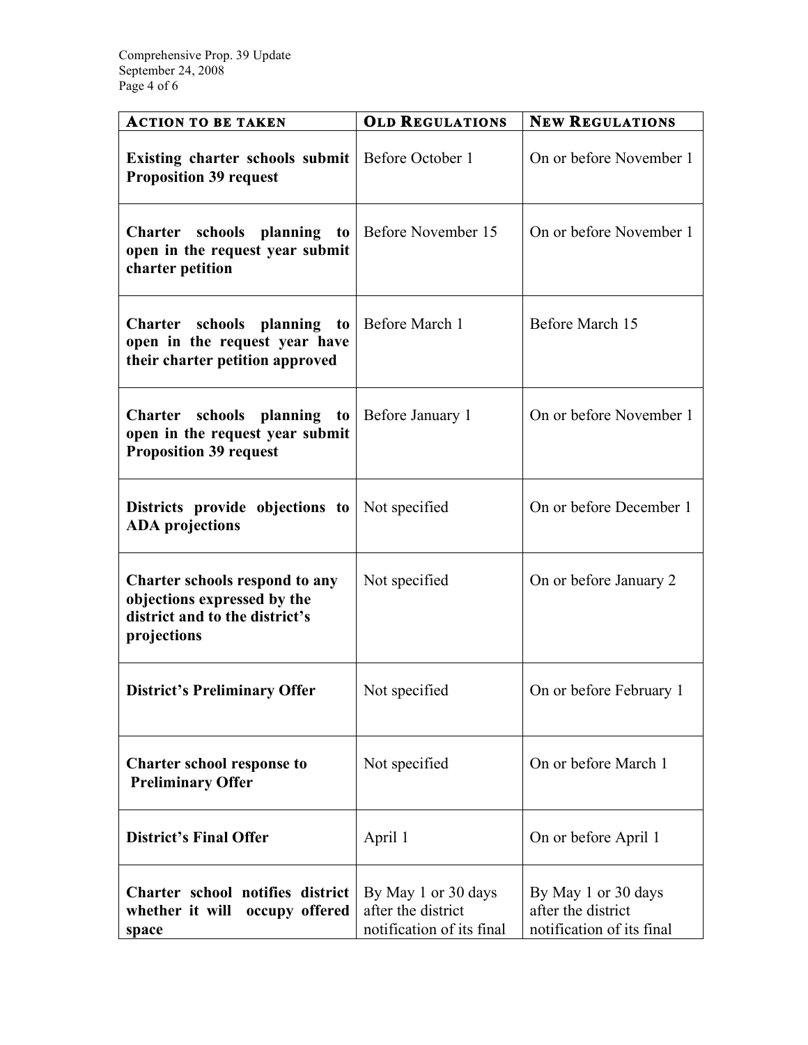| **ACTION TO BE TAKEN** | **OLD REGULATIONS** | **NEW REGULATIONS** |
|---|---|---|
| **Existing charter schools submit Proposition 39 request** | Before October 1 | On or before November 1 |
| **Charter schools planning to open in the request year submit charter petition** | Before November 15 | On or before November 1 |
| **Charter schools planning to open in the request year have their charter petition approved** | Before March 1 | Before March 15 |
| **Charter schools planning to open in the request year submit Proposition 39 request** | Before January 1 | On or before November 1 |
| **Districts provide objections to ADA projections** | Not specified | On or before December 1 |
| **Charter schools respond to any objections expressed by the district and to the district's projections** | Not specified | On or before January 2 |
| **District's Preliminary Offer** | Not specified | On or before February 1 |
| **Charter school response to Preliminary Offer** | Not specified | On or before March 1 |
| **District's Final Offer** | April 1 | On or before April 1 |
| **Charter school notifies district whether it will occupy offered space** | By May 1 or 30 days after the district notification of its final | By May 1 or 30 days after the district notification of its final |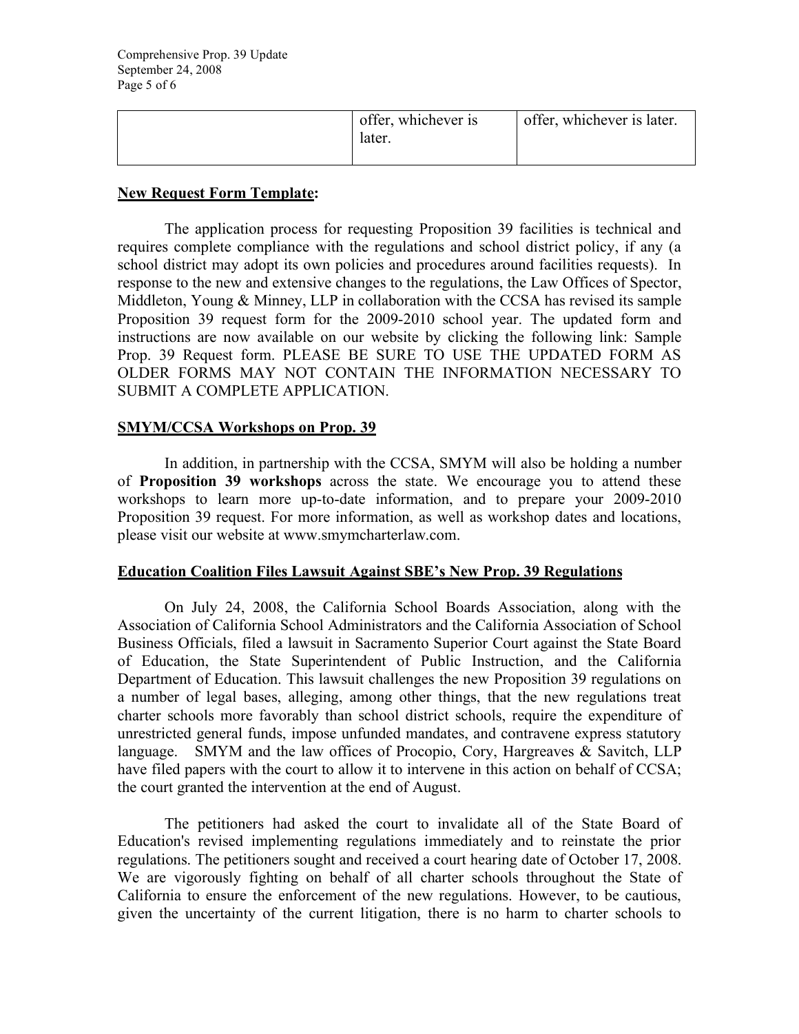| | | |
|---|---|---|
| | offer, whichever is later. | offer, whichever is later. |

**New Request Form Template:**

The application process for requesting Proposition 39 facilities is technical and requires complete compliance with the regulations and school district policy, if any (a school district may adopt its own policies and procedures around facilities requests). In response to the new and extensive changes to the regulations, the Law Offices of Spector, Middleton, Young & Minney, LLP in collaboration with the CCSA has revised its sample Proposition 39 request form for the 2009-2010 school year. The updated form and instructions are now available on our website by clicking the following link: Sample Prop. 39 Request form. PLEASE BE SURE TO USE THE UPDATED FORM AS OLDER FORMS MAY NOT CONTAIN THE INFORMATION NECESSARY TO SUBMIT A COMPLETE APPLICATION.

**SMYM/CCSA Workshops on Prop. 39**

In addition, in partnership with the CCSA, SMYM will also be holding a number of **Proposition 39 workshops** across the state. We encourage you to attend these workshops to learn more up-to-date information, and to prepare your 2009-2010 Proposition 39 request. For more information, as well as workshop dates and locations, please visit our website at www.smymcharterlaw.com.

**Education Coalition Files Lawsuit Against SBE's New Prop. 39 Regulations**

On July 24, 2008, the California School Boards Association, along with the Association of California School Administrators and the California Association of School Business Officials, filed a lawsuit in Sacramento Superior Court against the State Board of Education, the State Superintendent of Public Instruction, and the California Department of Education. This lawsuit challenges the new Proposition 39 regulations on a number of legal bases, alleging, among other things, that the new regulations treat charter schools more favorably than school district schools, require the expenditure of unrestricted general funds, impose unfunded mandates, and contravene express statutory language. SMYM and the law offices of Procopio, Cory, Hargreaves & Savitch, LLP have filed papers with the court to allow it to intervene in this action on behalf of CCSA; the court granted the intervention at the end of August.

The petitioners had asked the court to invalidate all of the State Board of Education's revised implementing regulations immediately and to reinstate the prior regulations. The petitioners sought and received a court hearing date of October 17, 2008. We are vigorously fighting on behalf of all charter schools throughout the State of California to ensure the enforcement of the new regulations. However, to be cautious, given the uncertainty of the current litigation, there is no harm to charter schools to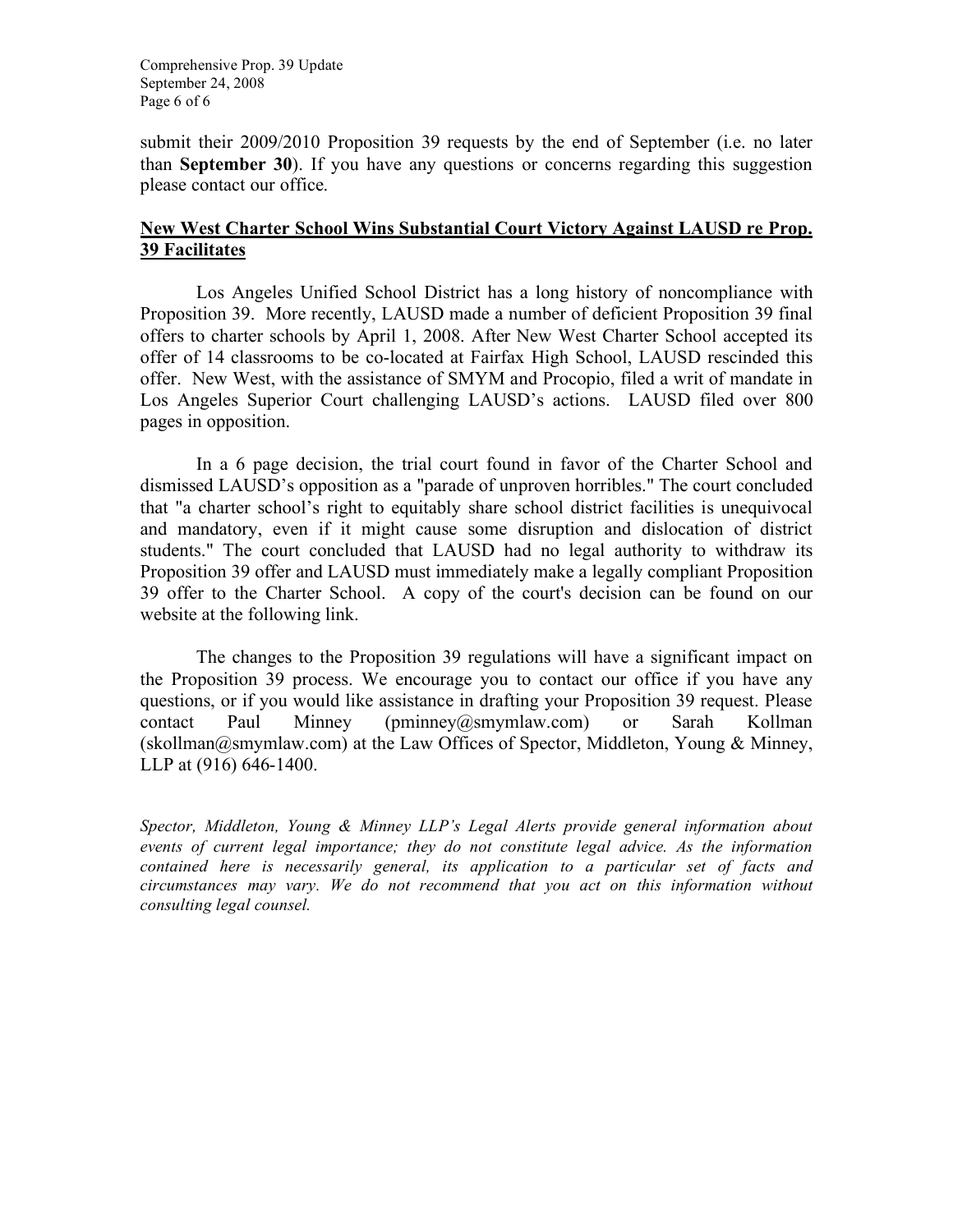submit their 2009/2010 Proposition 39 requests by the end of September (i.e. no later than **September 30**). If you have any questions or concerns regarding this suggestion please contact our office.

**<u>New West Charter School Wins Substantial Court Victory Against LAUSD re Prop. 39 Facilitates</u>**

Los Angeles Unified School District has a long history of noncompliance with Proposition 39. More recently, LAUSD made a number of deficient Proposition 39 final offers to charter schools by April 1, 2008. After New West Charter School accepted its offer of 14 classrooms to be co-located at Fairfax High School, LAUSD rescinded this offer. New West, with the assistance of SMYM and Procopio, filed a writ of mandate in Los Angeles Superior Court challenging LAUSD's actions. LAUSD filed over 800 pages in opposition.

In a 6 page decision, the trial court found in favor of the Charter School and dismissed LAUSD's opposition as a "parade of unproven horribles." The court concluded that "a charter school's right to equitably share school district facilities is unequivocal and mandatory, even if it might cause some disruption and dislocation of district students." The court concluded that LAUSD had no legal authority to withdraw its Proposition 39 offer and LAUSD must immediately make a legally compliant Proposition 39 offer to the Charter School. A copy of the court's decision can be found on our website at the following link.

The changes to the Proposition 39 regulations will have a significant impact on the Proposition 39 process. We encourage you to contact our office if you have any questions, or if you would like assistance in drafting your Proposition 39 request. Please contact Paul Minney (pminney@smymlaw.com) or Sarah Kollman (skollman@smymlaw.com) at the Law Offices of Spector, Middleton, Young & Minney, LLP at (916) 646-1400.

*Spector, Middleton, Young & Minney LLP's Legal Alerts provide general information about events of current legal importance; they do not constitute legal advice. As the information contained here is necessarily general, its application to a particular set of facts and circumstances may vary. We do not recommend that you act on this information without consulting legal counsel.*